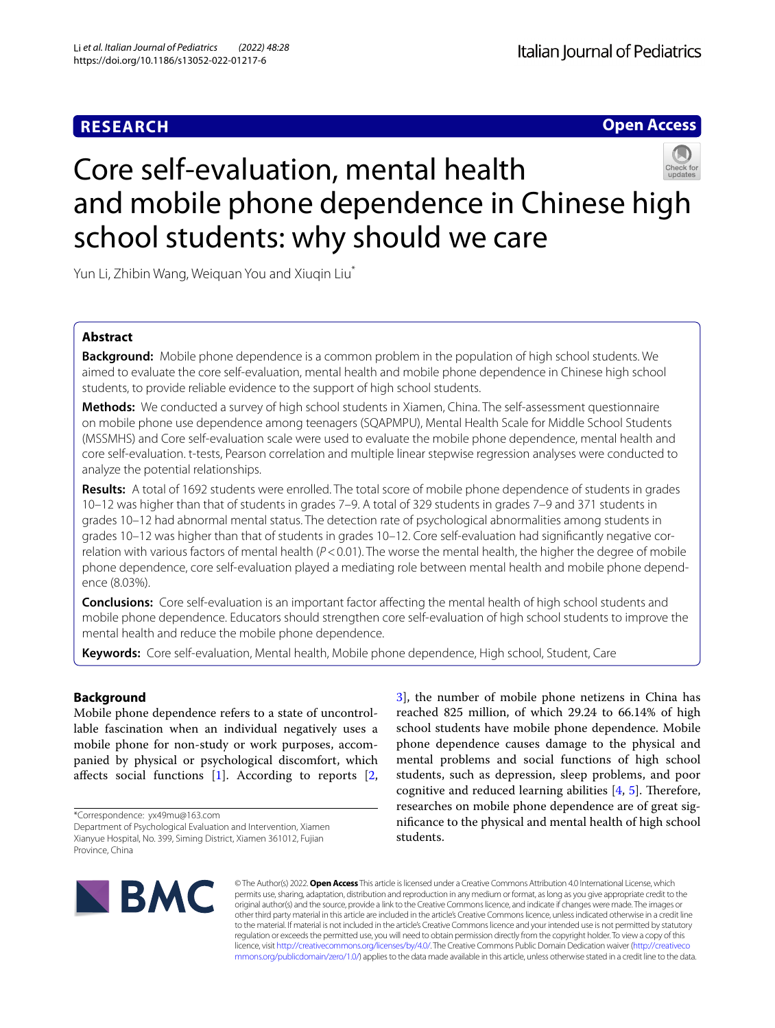RESEARCH

Open Access

# Core self-evaluation, mental health and mobile phone dependence in Chinese high school students: why should we care

Yun Li, Zhibin Wang, Weiquan You and Xiuqin Liu*

## Abstract

**Background:** Mobile phone dependence is a common problem in the population of high school students. We aimed to evaluate the core self-evaluation, mental health and mobile phone dependence in Chinese high school students, to provide reliable evidence to the support of high school students.

**Methods:** We conducted a survey of high school students in Xiamen, China. The self-assessment questionnaire on mobile phone use dependence among teenagers (SQAPMPU), Mental Health Scale for Middle School Students (MSSMHS) and Core self-evaluation scale were used to evaluate the mobile phone dependence, mental health and core self-evaluation. t-tests, Pearson correlation and multiple linear stepwise regression analyses were conducted to analyze the potential relationships.

**Results:** A total of 1692 students were enrolled. The total score of mobile phone dependence of students in grades 10–12 was higher than that of students in grades 7–9. A total of 329 students in grades 7–9 and 371 students in grades 10–12 had abnormal mental status. The detection rate of psychological abnormalities among students in grades 10–12 was higher than that of students in grades 10–12. Core self-evaluation had significantly negative correlation with various factors of mental health ($P < 0.01$). The worse the mental health, the higher the degree of mobile phone dependence, core self-evaluation played a mediating role between mental health and mobile phone dependence (8.03%).

**Conclusions:** Core self-evaluation is an important factor affecting the mental health of high school students and mobile phone dependence. Educators should strengthen core self-evaluation of high school students to improve the mental health and reduce the mobile phone dependence.

**Keywords:** Core self-evaluation, Mental health, Mobile phone dependence, High school, Student, Care

## Background

Mobile phone dependence refers to a state of uncontrollable fascination when an individual negatively uses a mobile phone for non-study or work purposes, accompanied by physical or psychological discomfort, which affects social functions [1]. According to reports [2, 3], the number of mobile phone netizens in China has reached 825 million, of which 29.24 to 66.14% of high school students have mobile phone dependence. Mobile phone dependence causes damage to the physical and mental problems and social functions of high school students, such as depression, sleep problems, and poor cognitive and reduced learning abilities [4, 5]. Therefore, researches on mobile phone dependence are of great significance to the physical and mental health of high school students.

*Correspondence: yx49mu@163.com
Department of Psychological Evaluation and Intervention, Xiamen Xianyue Hospital, No. 399, Siming District, Xiamen 361012, Fujian Province, China

© The Author(s) 2022. **Open Access** This article is licensed under a Creative Commons Attribution 4.0 International License, which permits use, sharing, adaptation, distribution and reproduction in any medium or format, as long as you give appropriate credit to the original author(s) and the source, provide a link to the Creative Commons licence, and indicate if changes were made. The images or other third party material in this article are included in the article's Creative Commons licence, unless indicated otherwise in a credit line to the material. If material is not included in the article's Creative Commons licence and your intended use is not permitted by statutory regulation or exceeds the permitted use, you will need to obtain permission directly from the copyright holder. To view a copy of this licence, visit http://creativecommons.org/licenses/by/4.0/. The Creative Commons Public Domain Dedication waiver (http://creativecommons.org/publicdomain/zero/1.0/) applies to the data made available in this article, unless otherwise stated in a credit line to the data.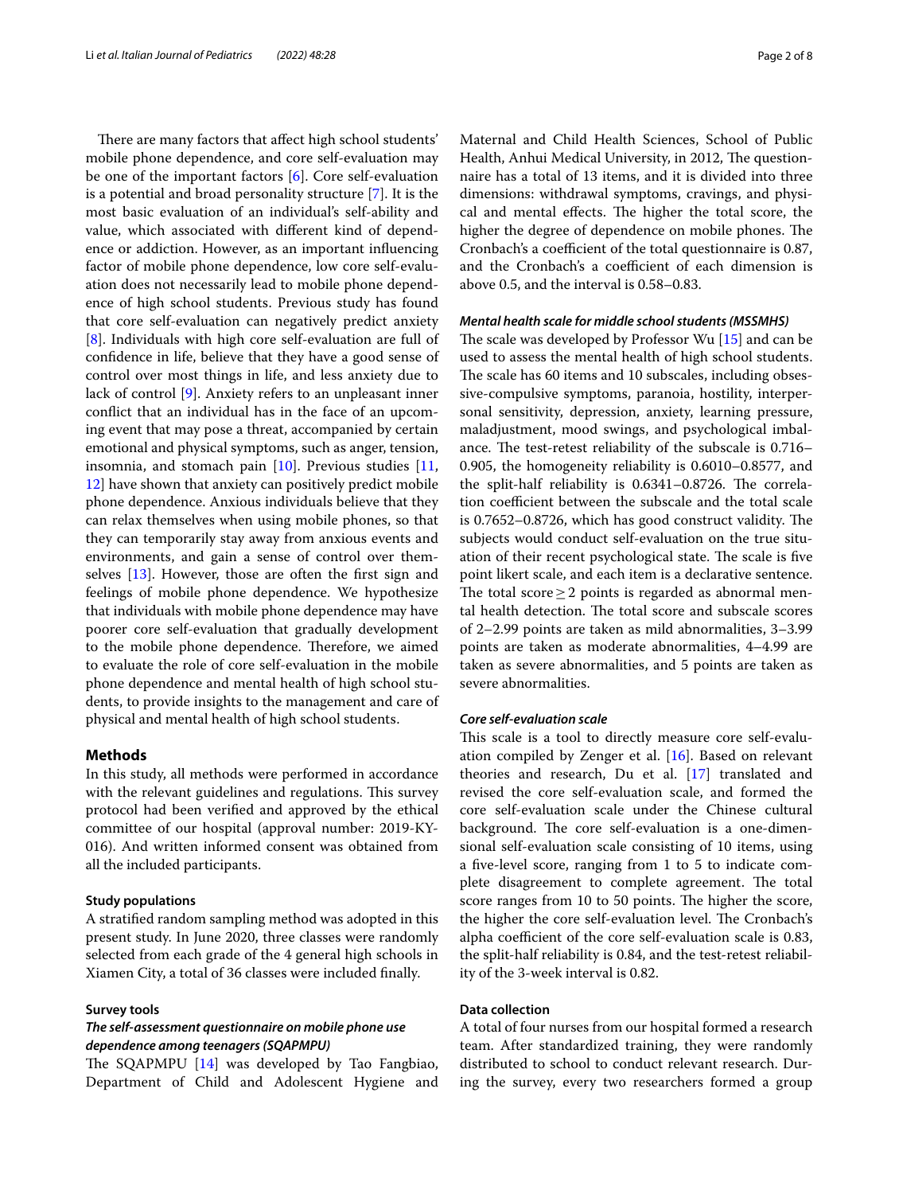There are many factors that affect high school students' mobile phone dependence, and core self-evaluation may be one of the important factors [6]. Core self-evaluation is a potential and broad personality structure [7]. It is the most basic evaluation of an individual's self-ability and value, which associated with different kind of dependence or addiction. However, as an important influencing factor of mobile phone dependence, low core self-evaluation does not necessarily lead to mobile phone dependence of high school students. Previous study has found that core self-evaluation can negatively predict anxiety [8]. Individuals with high core self-evaluation are full of confidence in life, believe that they have a good sense of control over most things in life, and less anxiety due to lack of control [9]. Anxiety refers to an unpleasant inner conflict that an individual has in the face of an upcoming event that may pose a threat, accompanied by certain emotional and physical symptoms, such as anger, tension, insomnia, and stomach pain [10]. Previous studies [11, 12] have shown that anxiety can positively predict mobile phone dependence. Anxious individuals believe that they can relax themselves when using mobile phones, so that they can temporarily stay away from anxious events and environments, and gain a sense of control over themselves [13]. However, those are often the first sign and feelings of mobile phone dependence. We hypothesize that individuals with mobile phone dependence may have poorer core self-evaluation that gradually development to the mobile phone dependence. Therefore, we aimed to evaluate the role of core self-evaluation in the mobile phone dependence and mental health of high school students, to provide insights to the management and care of physical and mental health of high school students.

## Methods

In this study, all methods were performed in accordance with the relevant guidelines and regulations. This survey protocol had been verified and approved by the ethical committee of our hospital (approval number: 2019-KY-016). And written informed consent was obtained from all the included participants.

### Study populations

A stratified random sampling method was adopted in this present study. In June 2020, three classes were randomly selected from each grade of the 4 general high schools in Xiamen City, a total of 36 classes were included finally.

### Survey tools

#### *The self-assessment questionnaire on mobile phone use dependence among teenagers (SQAPMPU)*

The SQAPMPU [14] was developed by Tao Fangbiao, Department of Child and Adolescent Hygiene and Maternal and Child Health Sciences, School of Public Health, Anhui Medical University, in 2012, The questionnaire has a total of 13 items, and it is divided into three dimensions: withdrawal symptoms, cravings, and physical and mental effects. The higher the total score, the higher the degree of dependence on mobile phones. The Cronbach's a coefficient of the total questionnaire is 0.87, and the Cronbach's a coefficient of each dimension is above 0.5, and the interval is 0.58–0.83.

#### *Mental health scale for middle school students (MSSMHS)*

The scale was developed by Professor Wu [15] and can be used to assess the mental health of high school students. The scale has 60 items and 10 subscales, including obsessive-compulsive symptoms, paranoia, hostility, interpersonal sensitivity, depression, anxiety, learning pressure, maladjustment, mood swings, and psychological imbalance. The test-retest reliability of the subscale is 0.716–0.905, the homogeneity reliability is 0.6010–0.8577, and the split-half reliability is 0.6341–0.8726. The correlation coefficient between the subscale and the total scale is 0.7652–0.8726, which has good construct validity. The subjects would conduct self-evaluation on the true situation of their recent psychological state. The scale is five point likert scale, and each item is a declarative sentence. The total score $\geq 2$ points is regarded as abnormal mental health detection. The total score and subscale scores of 2–2.99 points are taken as mild abnormalities, 3–3.99 points are taken as moderate abnormalities, 4–4.99 are taken as severe abnormalities, and 5 points are taken as severe abnormalities.

#### *Core self-evaluation scale*

This scale is a tool to directly measure core self-evaluation compiled by Zenger et al. [16]. Based on relevant theories and research, Du et al. [17] translated and revised the core self-evaluation scale, and formed the core self-evaluation scale under the Chinese cultural background. The core self-evaluation is a one-dimensional self-evaluation scale consisting of 10 items, using a five-level score, ranging from 1 to 5 to indicate complete disagreement to complete agreement. The total score ranges from 10 to 50 points. The higher the score, the higher the core self-evaluation level. The Cronbach's alpha coefficient of the core self-evaluation scale is 0.83, the split-half reliability is 0.84, and the test-retest reliability of the 3-week interval is 0.82.

### Data collection

A total of four nurses from our hospital formed a research team. After standardized training, they were randomly distributed to school to conduct relevant research. During the survey, every two researchers formed a group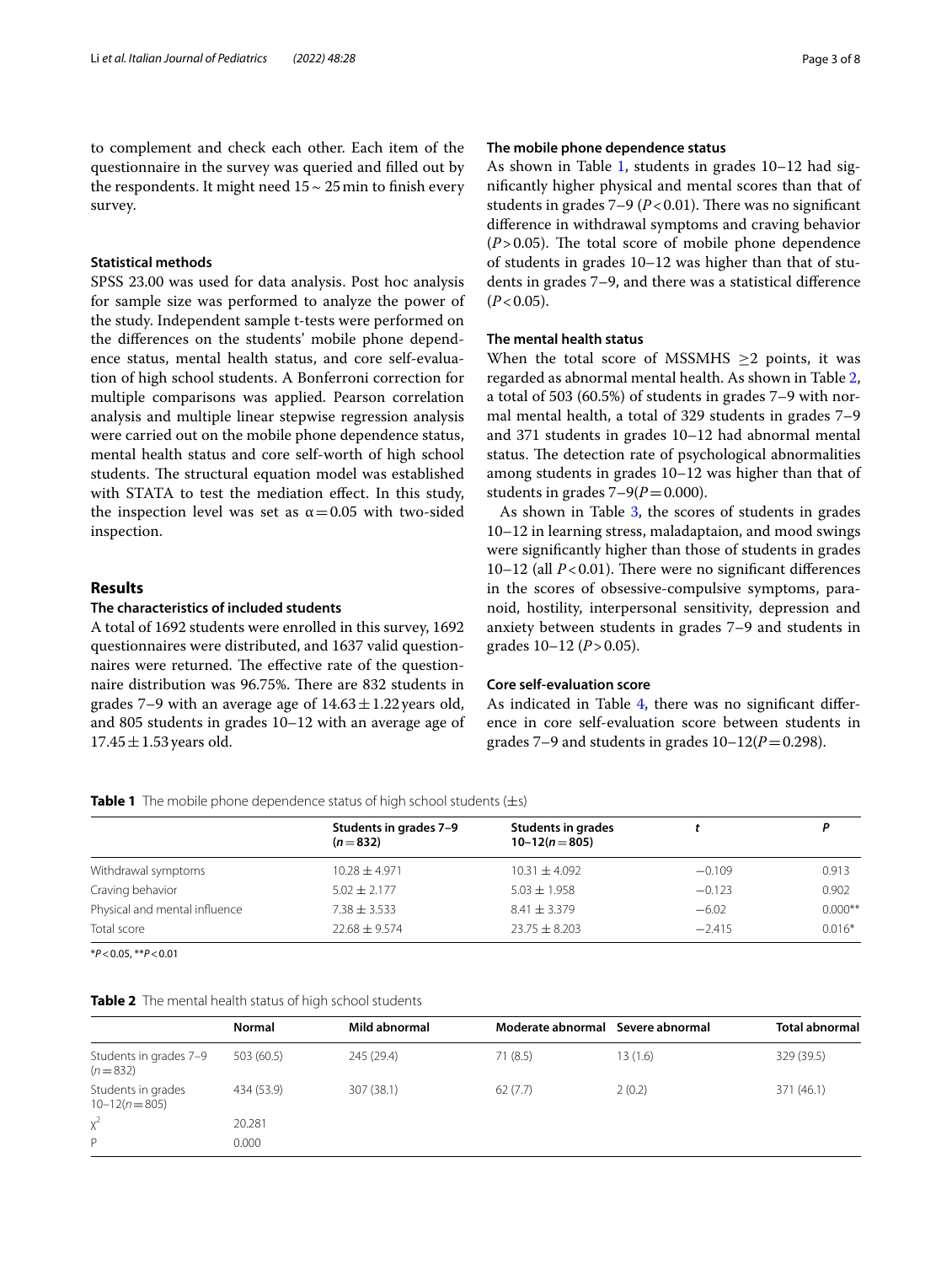to complement and check each other. Each item of the questionnaire in the survey was queried and filled out by the respondents. It might need 15 ~ 25 min to finish every survey.

### Statistical methods

SPSS 23.00 was used for data analysis. Post hoc analysis for sample size was performed to analyze the power of the study. Independent sample t-tests were performed on the differences on the students' mobile phone dependence status, mental health status, and core self-evaluation of high school students. A Bonferroni correction for multiple comparisons was applied. Pearson correlation analysis and multiple linear stepwise regression analysis were carried out on the mobile phone dependence status, mental health status and core self-worth of high school students. The structural equation model was established with STATA to test the mediation effect. In this study, the inspection level was set as $\alpha = 0.05$ with two-sided inspection.

## Results

### The characteristics of included students

A total of 1692 students were enrolled in this survey, 1692 questionnaires were distributed, and 1637 valid questionnaires were returned. The effective rate of the questionnaire distribution was 96.75%. There are 832 students in grades 7–9 with an average age of $14.63 \pm 1.22$ years old, and 805 students in grades 10–12 with an average age of $17.45 \pm 1.53$ years old.

### The mobile phone dependence status

As shown in Table 1, students in grades 10–12 had significantly higher physical and mental scores than that of students in grades 7–9 ($P < 0.01$). There was no significant difference in withdrawal symptoms and craving behavior ($P > 0.05$). The total score of mobile phone dependence of students in grades 10–12 was higher than that of students in grades 7–9, and there was a statistical difference ($P < 0.05$).

### The mental health status

When the total score of MSSMHS $\geq 2$ points, it was regarded as abnormal mental health. As shown in Table 2, a total of 503 (60.5%) of students in grades 7–9 with normal mental health, a total of 329 students in grades 7–9 and 371 students in grades 10–12 had abnormal mental status. The detection rate of psychological abnormalities among students in grades 10–12 was higher than that of students in grades 7–9($P = 0.000$).

As shown in Table 3, the scores of students in grades 10–12 in learning stress, maladaptaion, and mood swings were significantly higher than those of students in grades 10–12 (all $P < 0.01$). There were no significant differences in the scores of obsessive-compulsive symptoms, paranoid, hostility, interpersonal sensitivity, depression and anxiety between students in grades 7–9 and students in grades 10–12 ($P > 0.05$).

### Core self-evaluation score

As indicated in Table 4, there was no significant difference in core self-evaluation score between students in grades 7–9 and students in grades 10–12($P = 0.298$).

**Table 1** The mobile phone dependence status of high school students (±s)

| | Students in grades 7–9 ($n = 832$) | Students in grades 10–12($n = 805$) | $t$ | $P$ |
|---|---|---|---|---|
| Withdrawal symptoms | 10.28 ± 4.971 | 10.31 ± 4.092 | −0.109 | 0.913 |
| Craving behavior | 5.02 ± 2.177 | 5.03 ± 1.958 | −0.123 | 0.902 |
| Physical and mental influence | 7.38 ± 3.533 | 8.41 ± 3.379 | −6.02 | 0.000** |
| Total score | 22.68 ± 9.574 | 23.75 ± 8.203 | −2.415 | 0.016* |

*$P < 0.05$, **$P < 0.01$

**Table 2** The mental health status of high school students

| | Normal | Mild abnormal | Moderate abnormal | Severe abnormal | Total abnormal |
|---|---|---|---|---|---|
| Students in grades 7–9 ($n = 832$) | 503 (60.5) | 245 (29.4) | 71 (8.5) | 13 (1.6) | 329 (39.5) |
| Students in grades 10–12($n = 805$) | 434 (53.9) | 307 (38.1) | 62 (7.7) | 2 (0.2) | 371 (46.1) |
| $\chi^2$ | 20.281 | | | | |
| P | 0.000 | | | | |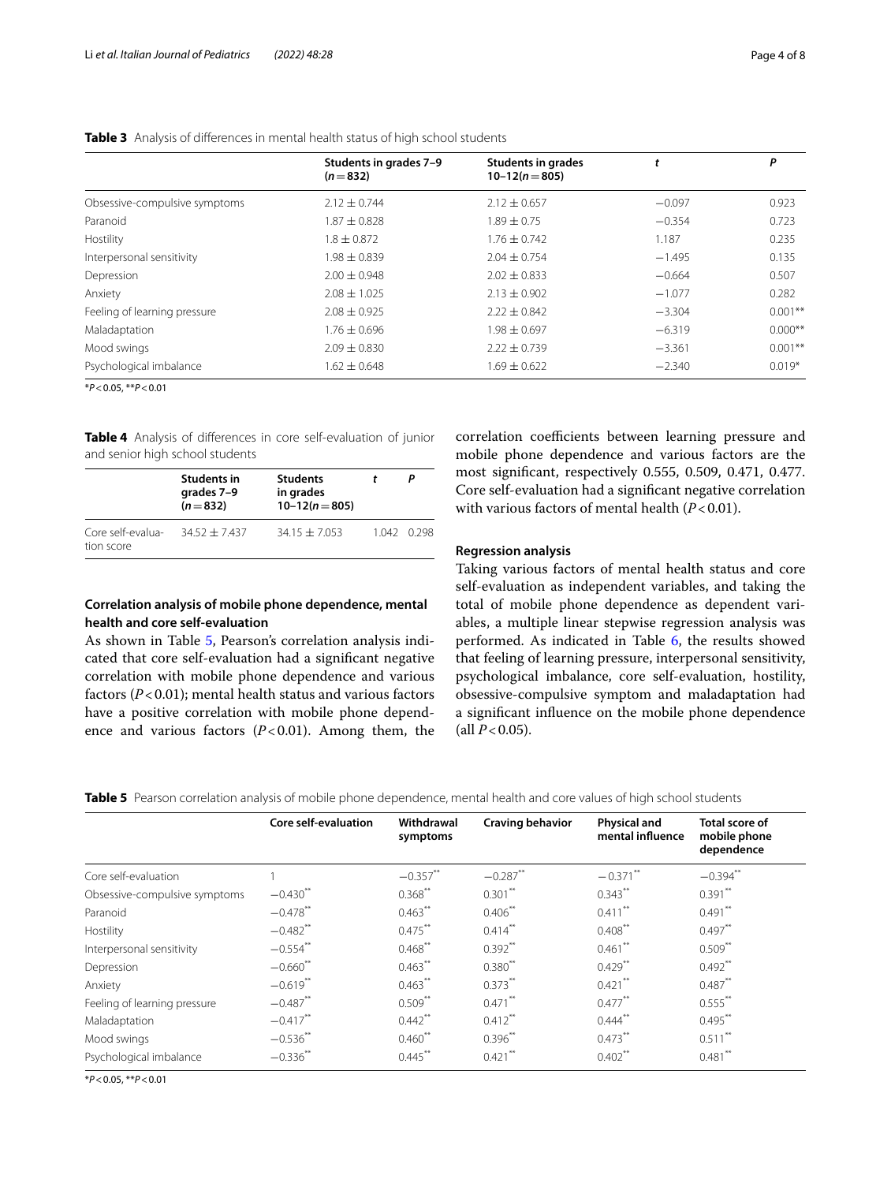**Table 3** Analysis of differences in mental health status of high school students

| | Students in grades 7–9 ($n=832$) | Students in grades 10–12($n=805$) | $t$ | $P$ |
|---|---|---|---|---|
| Obsessive-compulsive symptoms | 2.12 ± 0.744 | 2.12 ± 0.657 | −0.097 | 0.923 |
| Paranoid | 1.87 ± 0.828 | 1.89 ± 0.75 | −0.354 | 0.723 |
| Hostility | 1.8 ± 0.872 | 1.76 ± 0.742 | 1.187 | 0.235 |
| Interpersonal sensitivity | 1.98 ± 0.839 | 2.04 ± 0.754 | −1.495 | 0.135 |
| Depression | 2.00 ± 0.948 | 2.02 ± 0.833 | −0.664 | 0.507 |
| Anxiety | 2.08 ± 1.025 | 2.13 ± 0.902 | −1.077 | 0.282 |
| Feeling of learning pressure | 2.08 ± 0.925 | 2.22 ± 0.842 | −3.304 | 0.001** |
| Maladaptation | 1.76 ± 0.696 | 1.98 ± 0.697 | −6.319 | 0.000** |
| Mood swings | 2.09 ± 0.830 | 2.22 ± 0.739 | −3.361 | 0.001** |
| Psychological imbalance | 1.62 ± 0.648 | 1.69 ± 0.622 | −2.340 | 0.019* |

*$P<0.05$, **$P<0.01$

**Table 4** Analysis of differences in core self-evaluation of junior and senior high school students

| | Students in grades 7–9 ($n=832$) | Students in grades 10–12($n=805$) | $t$ | $P$ |
|---|---|---|---|---|
| Core self-evaluation score | 34.52 ± 7.437 | 34.15 ± 7.053 | 1.042 | 0.298 |

## Correlation analysis of mobile phone dependence, mental health and core self-evaluation

As shown in Table 5, Pearson's correlation analysis indicated that core self-evaluation had a significant negative correlation with mobile phone dependence and various factors ($P<0.01$); mental health status and various factors have a positive correlation with mobile phone dependence and various factors ($P<0.01$). Among them, the correlation coefficients between learning pressure and mobile phone dependence and various factors are the most significant, respectively 0.555, 0.509, 0.471, 0.477. Core self-evaluation had a significant negative correlation with various factors of mental health ($P<0.01$).

## Regression analysis

Taking various factors of mental health status and core self-evaluation as independent variables, and taking the total of mobile phone dependence as dependent variables, a multiple linear stepwise regression analysis was performed. As indicated in Table 6, the results showed that feeling of learning pressure, interpersonal sensitivity, psychological imbalance, core self-evaluation, hostility, obsessive-compulsive symptom and maladaptation had a significant influence on the mobile phone dependence (all $P<0.05$).

**Table 5** Pearson correlation analysis of mobile phone dependence, mental health and core values of high school students

| | Core self-evaluation | Withdrawal symptoms | Craving behavior | Physical and mental influence | Total score of mobile phone dependence |
|---|---|---|---|---|---|
| Core self-evaluation | 1 | −0.357** | −0.287** | −0.371** | −0.394** |
| Obsessive-compulsive symptoms | −0.430** | 0.368** | 0.301** | 0.343** | 0.391** |
| Paranoid | −0.478** | 0.463** | 0.406** | 0.411** | 0.491** |
| Hostility | −0.482** | 0.475** | 0.414** | 0.408** | 0.497** |
| Interpersonal sensitivity | −0.554** | 0.468** | 0.392** | 0.461** | 0.509** |
| Depression | −0.660** | 0.463** | 0.380** | 0.429** | 0.492** |
| Anxiety | −0.619** | 0.463** | 0.373** | 0.421** | 0.487** |
| Feeling of learning pressure | −0.487** | 0.509** | 0.471** | 0.477** | 0.555** |
| Maladaptation | −0.417** | 0.442** | 0.412** | 0.444** | 0.495** |
| Mood swings | −0.536** | 0.460** | 0.396** | 0.473** | 0.511** |
| Psychological imbalance | −0.336** | 0.445** | 0.421** | 0.402** | 0.481** |

*$P<0.05$, **$P<0.01$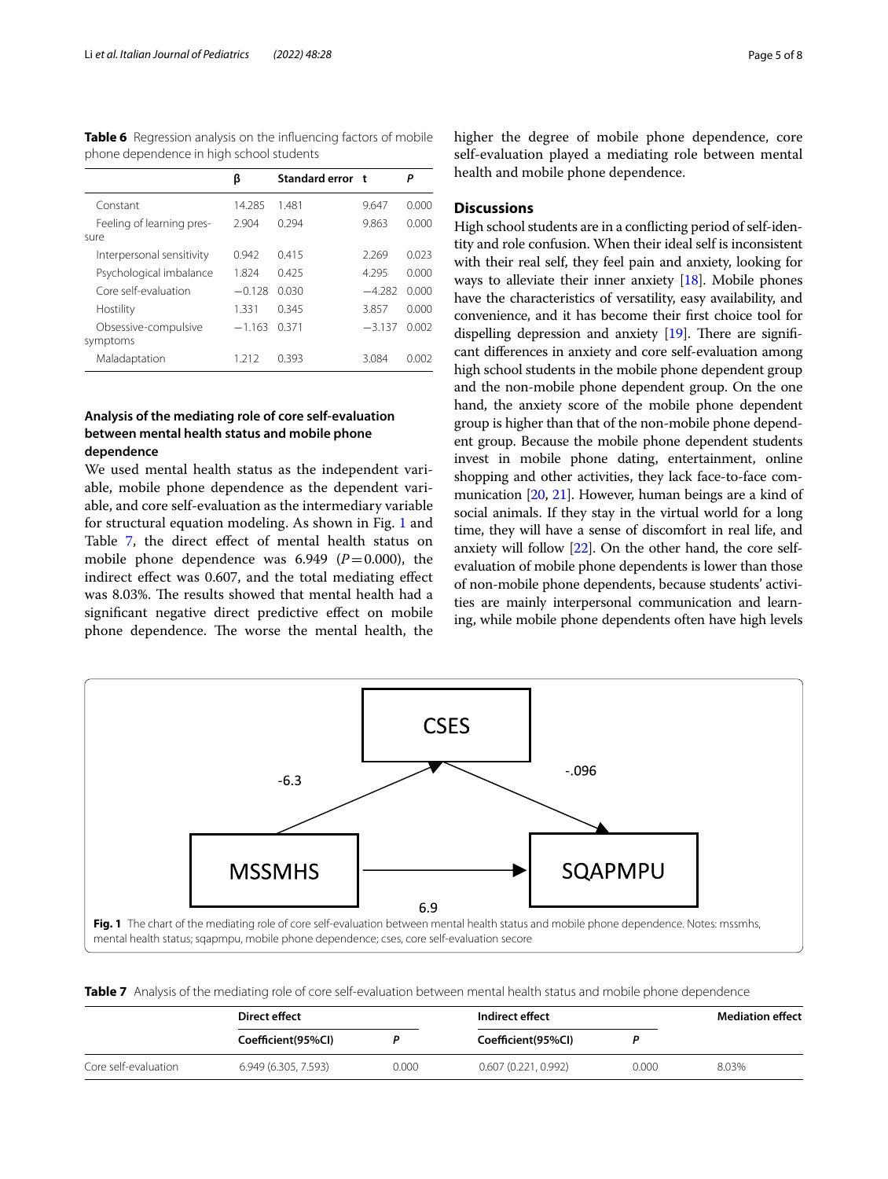**Table 6** Regression analysis on the influencing factors of mobile phone dependence in high school students

| | β | Standard error | t | P |
|---|---|---|---|---|
| Constant | 14.285 | 1.481 | 9.647 | 0.000 |
| Feeling of learning pressure | 2.904 | 0.294 | 9.863 | 0.000 |
| Interpersonal sensitivity | 0.942 | 0.415 | 2.269 | 0.023 |
| Psychological imbalance | 1.824 | 0.425 | 4.295 | 0.000 |
| Core self-evaluation | −0.128 | 0.030 | −4.282 | 0.000 |
| Hostility | 1.331 | 0.345 | 3.857 | 0.000 |
| Obsessive-compulsive symptoms | −1.163 | 0.371 | −3.137 | 0.002 |
| Maladaptation | 1.212 | 0.393 | 3.084 | 0.002 |

### Analysis of the mediating role of core self-evaluation between mental health status and mobile phone dependence

We used mental health status as the independent variable, mobile phone dependence as the dependent variable, and core self-evaluation as the intermediary variable for structural equation modeling. As shown in Fig. 1 and Table 7, the direct effect of mental health status on mobile phone dependence was 6.949 ($P = 0.000$), the indirect effect was 0.607, and the total mediating effect was 8.03%. The results showed that mental health had a significant negative direct predictive effect on mobile phone dependence. The worse the mental health, the higher the degree of mobile phone dependence, core self-evaluation played a mediating role between mental health and mobile phone dependence.

## Discussions

High school students are in a conflicting period of self-identity and role confusion. When their ideal self is inconsistent with their real self, they feel pain and anxiety, looking for ways to alleviate their inner anxiety [18]. Mobile phones have the characteristics of versatility, easy availability, and convenience, and it has become their first choice tool for dispelling depression and anxiety [19]. There are significant differences in anxiety and core self-evaluation among high school students in the mobile phone dependent group and the non-mobile phone dependent group. On the one hand, the anxiety score of the mobile phone dependent group is higher than that of the non-mobile phone dependent group. Because the mobile phone dependent students invest in mobile phone dating, entertainment, online shopping and other activities, they lack face-to-face communication [20, 21]. However, human beings are a kind of social animals. If they stay in the virtual world for a long time, they will have a sense of discomfort in real life, and anxiety will follow [22]. On the other hand, the core self-evaluation of mobile phone dependents is lower than those of non-mobile phone dependents, because students' activities are mainly interpersonal communication and learning, while mobile phone dependents often have high levels

**Fig. 1** The chart of the mediating role of core self-evaluation between mental health status and mobile phone dependence. Notes: mssmhs, mental health status; sqapmpu, mobile phone dependence; cses, core self-evaluation secore

**Table 7** Analysis of the mediating role of core self-evaluation between mental health status and mobile phone dependence

| | Direct effect | | Indirect effect | | Mediation effect |
|---|---|---|---|---|---|
| | Coefficient(95%CI) | P | Coefficient(95%CI) | P | |
| Core self-evaluation | 6.949 (6.305, 7.593) | 0.000 | 0.607 (0.221, 0.992) | 0.000 | 8.03% |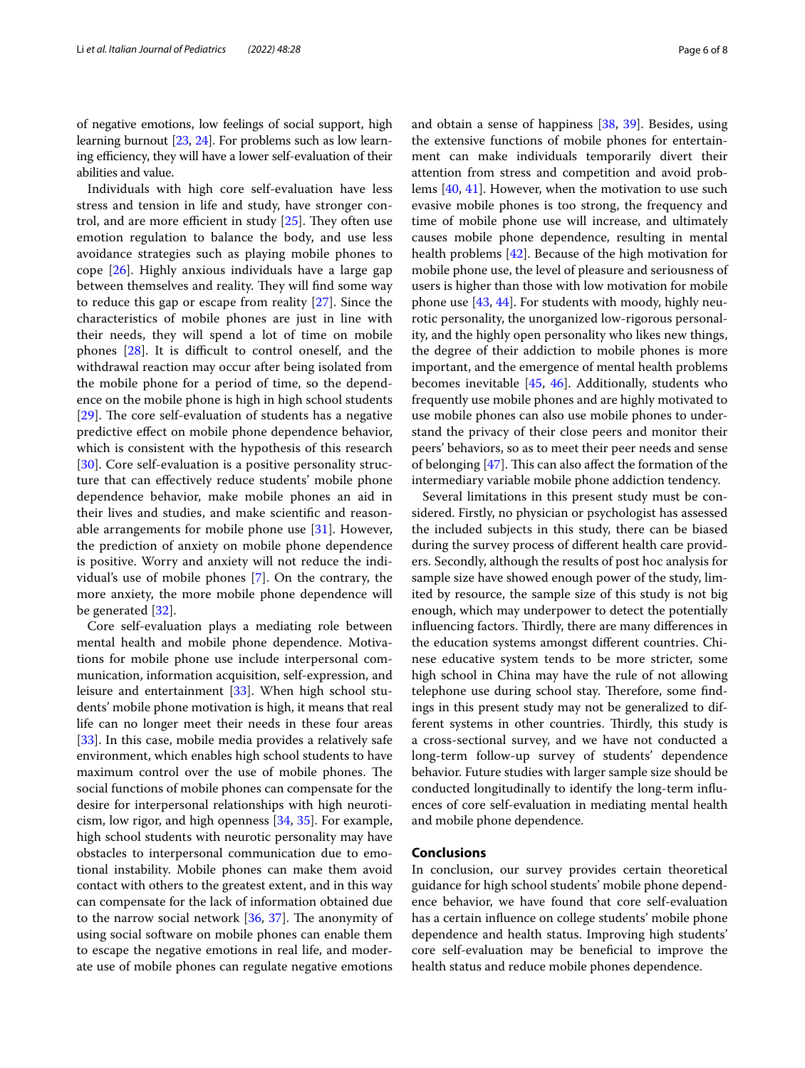of negative emotions, low feelings of social support, high learning burnout [23, 24]. For problems such as low learning efficiency, they will have a lower self-evaluation of their abilities and value.

Individuals with high core self-evaluation have less stress and tension in life and study, have stronger control, and are more efficient in study [25]. They often use emotion regulation to balance the body, and use less avoidance strategies such as playing mobile phones to cope [26]. Highly anxious individuals have a large gap between themselves and reality. They will find some way to reduce this gap or escape from reality [27]. Since the characteristics of mobile phones are just in line with their needs, they will spend a lot of time on mobile phones [28]. It is difficult to control oneself, and the withdrawal reaction may occur after being isolated from the mobile phone for a period of time, so the dependence on the mobile phone is high in high school students [29]. The core self-evaluation of students has a negative predictive effect on mobile phone dependence behavior, which is consistent with the hypothesis of this research [30]. Core self-evaluation is a positive personality structure that can effectively reduce students' mobile phone dependence behavior, make mobile phones an aid in their lives and studies, and make scientific and reasonable arrangements for mobile phone use [31]. However, the prediction of anxiety on mobile phone dependence is positive. Worry and anxiety will not reduce the individual's use of mobile phones [7]. On the contrary, the more anxiety, the more mobile phone dependence will be generated [32].

Core self-evaluation plays a mediating role between mental health and mobile phone dependence. Motivations for mobile phone use include interpersonal communication, information acquisition, self-expression, and leisure and entertainment [33]. When high school students' mobile phone motivation is high, it means that real life can no longer meet their needs in these four areas [33]. In this case, mobile media provides a relatively safe environment, which enables high school students to have maximum control over the use of mobile phones. The social functions of mobile phones can compensate for the desire for interpersonal relationships with high neuroticism, low rigor, and high openness [34, 35]. For example, high school students with neurotic personality may have obstacles to interpersonal communication due to emotional instability. Mobile phones can make them avoid contact with others to the greatest extent, and in this way can compensate for the lack of information obtained due to the narrow social network [36, 37]. The anonymity of using social software on mobile phones can enable them to escape the negative emotions in real life, and moderate use of mobile phones can regulate negative emotions and obtain a sense of happiness [38, 39]. Besides, using the extensive functions of mobile phones for entertainment can make individuals temporarily divert their attention from stress and competition and avoid problems [40, 41]. However, when the motivation to use such evasive mobile phones is too strong, the frequency and time of mobile phone use will increase, and ultimately causes mobile phone dependence, resulting in mental health problems [42]. Because of the high motivation for mobile phone use, the level of pleasure and seriousness of users is higher than those with low motivation for mobile phone use [43, 44]. For students with moody, highly neurotic personality, the unorganized low-rigorous personality, and the highly open personality who likes new things, the degree of their addiction to mobile phones is more important, and the emergence of mental health problems becomes inevitable [45, 46]. Additionally, students who frequently use mobile phones and are highly motivated to use mobile phones can also use mobile phones to understand the privacy of their close peers and monitor their peers' behaviors, so as to meet their peer needs and sense of belonging [47]. This can also affect the formation of the intermediary variable mobile phone addiction tendency.

Several limitations in this present study must be considered. Firstly, no physician or psychologist has assessed the included subjects in this study, there can be biased during the survey process of different health care providers. Secondly, although the results of post hoc analysis for sample size have showed enough power of the study, limited by resource, the sample size of this study is not big enough, which may underpower to detect the potentially influencing factors. Thirdly, there are many differences in the education systems amongst different countries. Chinese educative system tends to be more stricter, some high school in China may have the rule of not allowing telephone use during school stay. Therefore, some findings in this present study may not be generalized to different systems in other countries. Thirdly, this study is a cross-sectional survey, and we have not conducted a long-term follow-up survey of students' dependence behavior. Future studies with larger sample size should be conducted longitudinally to identify the long-term influences of core self-evaluation in mediating mental health and mobile phone dependence.

## Conclusions

In conclusion, our survey provides certain theoretical guidance for high school students' mobile phone dependence behavior, we have found that core self-evaluation has a certain influence on college students' mobile phone dependence and health status. Improving high students' core self-evaluation may be beneficial to improve the health status and reduce mobile phones dependence.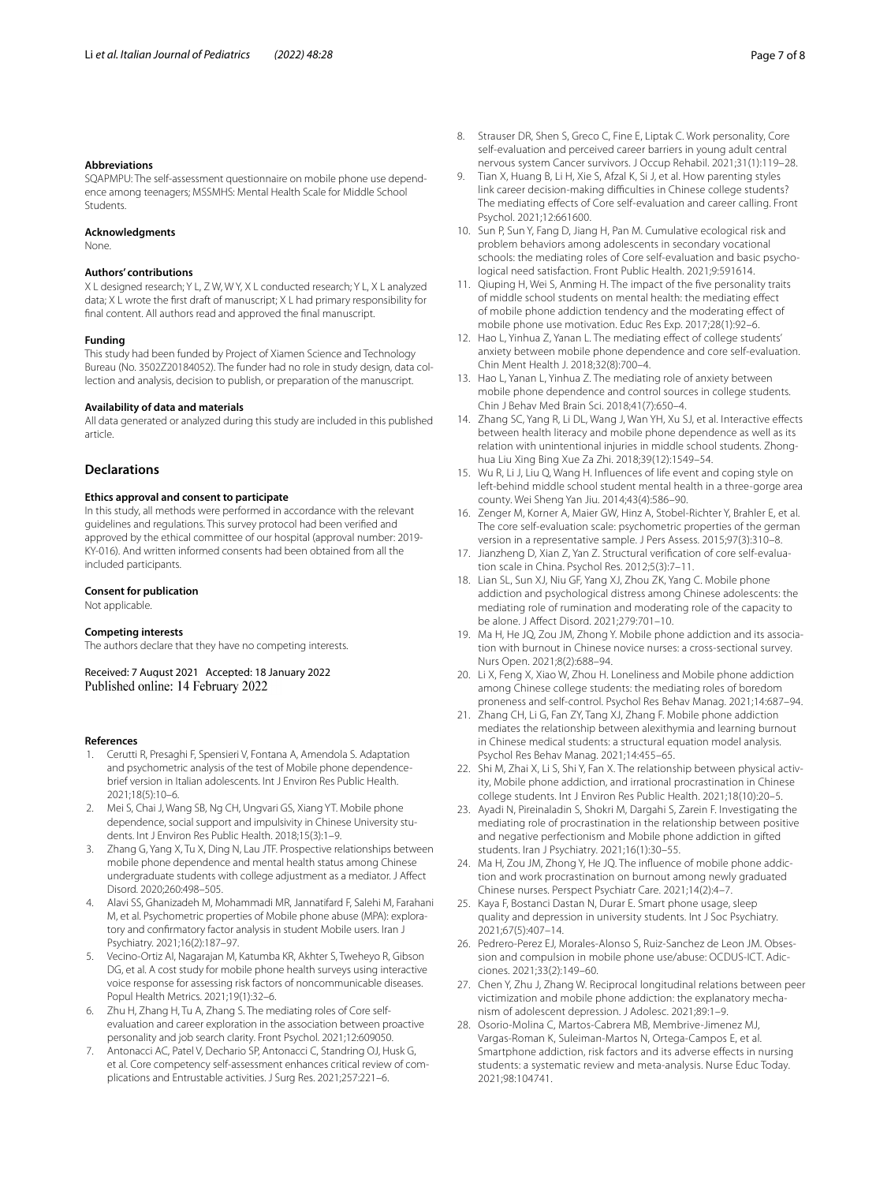### Abbreviations

SQAPMPU: The self-assessment questionnaire on mobile phone use dependence among teenagers; MSSMHS: Mental Health Scale for Middle School Students.

### Acknowledgments

None.

### Authors' contributions

X L designed research; Y L, Z W, W Y, X L conducted research; Y L, X L analyzed data; X L wrote the first draft of manuscript; X L had primary responsibility for final content. All authors read and approved the final manuscript.

### Funding

This study had been funded by Project of Xiamen Science and Technology Bureau (No. 3502Z20184052). The funder had no role in study design, data collection and analysis, decision to publish, or preparation of the manuscript.

### Availability of data and materials

All data generated or analyzed during this study are included in this published article.

## Declarations

### Ethics approval and consent to participate

In this study, all methods were performed in accordance with the relevant guidelines and regulations. This survey protocol had been verified and approved by the ethical committee of our hospital (approval number: 2019-KY-016). And written informed consents had been obtained from all the included participants.

### Consent for publication

Not applicable.

### Competing interests

The authors declare that they have no competing interests.

Received: 7 August 2021 Accepted: 18 January 2022
Published online: 14 February 2022

### References

1. Cerutti R, Presaghi F, Spensieri V, Fontana A, Amendola S. Adaptation and psychometric analysis of the test of Mobile phone dependence-brief version in Italian adolescents. Int J Environ Res Public Health. 2021;18(5):10–6.
2. Mei S, Chai J, Wang SB, Ng CH, Ungvari GS, Xiang YT. Mobile phone dependence, social support and impulsivity in Chinese University students. Int J Environ Res Public Health. 2018;15(3):1–9.
3. Zhang G, Yang X, Tu X, Ding N, Lau JTF. Prospective relationships between mobile phone dependence and mental health status among Chinese undergraduate students with college adjustment as a mediator. J Affect Disord. 2020;260:498–505.
4. Alavi SS, Ghanizadeh M, Mohammadi MR, Jannatifard F, Salehi M, Farahani M, et al. Psychometric properties of Mobile phone abuse (MPA): exploratory and confirmatory factor analysis in student Mobile users. Iran J Psychiatry. 2021;16(2):187–97.
5. Vecino-Ortiz AI, Nagarajan M, Katumba KR, Akhter S, Tweheyo R, Gibson DG, et al. A cost study for mobile phone health surveys using interactive voice response for assessing risk factors of noncommunicable diseases. Popul Health Metrics. 2021;19(1):32–6.
6. Zhu H, Zhang H, Tu A, Zhang S. The mediating roles of Core self-evaluation and career exploration in the association between proactive personality and job search clarity. Front Psychol. 2021;12:609050.
7. Antonacci AC, Patel V, Dechario SP, Antonacci C, Standring OJ, Husk G, et al. Core competency self-assessment enhances critical review of complications and Entrustable activities. J Surg Res. 2021;257:221–6.
8. Strauser DR, Shen S, Greco C, Fine E, Liptak C. Work personality, Core self-evaluation and perceived career barriers in young adult central nervous system Cancer survivors. J Occup Rehabil. 2021;31(1):119–28.
9. Tian X, Huang B, Li H, Xie S, Afzal K, Si J, et al. How parenting styles link career decision-making difficulties in Chinese college students? The mediating effects of Core self-evaluation and career calling. Front Psychol. 2021;12:661600.
10. Sun P, Sun Y, Fang D, Jiang H, Pan M. Cumulative ecological risk and problem behaviors among adolescents in secondary vocational schools: the mediating roles of Core self-evaluation and basic psychological need satisfaction. Front Public Health. 2021;9:591614.
11. Qiuping H, Wei S, Anming H. The impact of the five personality traits of middle school students on mental health: the mediating effect of mobile phone addiction tendency and the moderating effect of mobile phone use motivation. Educ Res Exp. 2017;28(1):92–6.
12. Hao L, Yinhua Z, Yanan L. The mediating effect of college students' anxiety between mobile phone dependence and core self-evaluation. Chin Ment Health J. 2018;32(8):700–4.
13. Hao L, Yanan L, Yinhua Z. The mediating role of anxiety between mobile phone dependence and control sources in college students. Chin J Behav Med Brain Sci. 2018;41(7):650–4.
14. Zhang SC, Yang R, Li DL, Wang J, Wan YH, Xu SJ, et al. Interactive effects between health literacy and mobile phone dependence as well as its relation with unintentional injuries in middle school students. Zhonghua Liu Xing Bing Xue Za Zhi. 2018;39(12):1549–54.
15. Wu R, Li J, Liu Q, Wang H. Influences of life event and coping style on left-behind middle school student mental health in a three-gorge area county. Wei Sheng Yan Jiu. 2014;43(4):586–90.
16. Zenger M, Korner A, Maier GW, Hinz A, Stobel-Richter Y, Brahler E, et al. The core self-evaluation scale: psychometric properties of the german version in a representative sample. J Pers Assess. 2015;97(3):310–8.
17. Jianzheng D, Xian Z, Yan Z. Structural verification of core self-evaluation scale in China. Psychol Res. 2012;5(3):7–11.
18. Lian SL, Sun XJ, Niu GF, Yang XJ, Zhou ZK, Yang C. Mobile phone addiction and psychological distress among Chinese adolescents: the mediating role of rumination and moderating role of the capacity to be alone. J Affect Disord. 2021;279:701–10.
19. Ma H, He JQ, Zou JM, Zhong Y. Mobile phone addiction and its association with burnout in Chinese novice nurses: a cross-sectional survey. Nurs Open. 2021;8(2):688–94.
20. Li X, Feng X, Xiao W, Zhou H. Loneliness and Mobile phone addiction among Chinese college students: the mediating roles of boredom proneness and self-control. Psychol Res Behav Manag. 2021;14:687–94.
21. Zhang CH, Li G, Fan ZY, Tang XJ, Zhang F. Mobile phone addiction mediates the relationship between alexithymia and learning burnout in Chinese medical students: a structural equation model analysis. Psychol Res Behav Manag. 2021;14:455–65.
22. Shi M, Zhai X, Li S, Shi Y, Fan X. The relationship between physical activity, Mobile phone addiction, and irrational procrastination in Chinese college students. Int J Environ Res Public Health. 2021;18(10):20–5.
23. Ayadi N, Pireinaladin S, Shokri M, Dargahi S, Zarein F. Investigating the mediating role of procrastination in the relationship between positive and negative perfectionism and Mobile phone addiction in gifted students. Iran J Psychiatry. 2021;16(1):30–55.
24. Ma H, Zou JM, Zhong Y, He JQ. The influence of mobile phone addiction and work procrastination on burnout among newly graduated Chinese nurses. Perspect Psychiatr Care. 2021;14(2):4–7.
25. Kaya F, Bostanci Dastan N, Durar E. Smart phone usage, sleep quality and depression in university students. Int J Soc Psychiatry. 2021;67(5):407–14.
26. Pedrero-Perez EJ, Morales-Alonso S, Ruiz-Sanchez de Leon JM. Obsession and compulsion in mobile phone use/abuse: OCDUS-ICT. Adicciones. 2021;33(2):149–60.
27. Chen Y, Zhu J, Zhang W. Reciprocal longitudinal relations between peer victimization and mobile phone addiction: the explanatory mechanism of adolescent depression. J Adolesc. 2021;89:1–9.
28. Osorio-Molina C, Martos-Cabrera MB, Membrive-Jimenez MJ, Vargas-Roman K, Suleiman-Martos N, Ortega-Campos E, et al. Smartphone addiction, risk factors and its adverse effects in nursing students: a systematic review and meta-analysis. Nurse Educ Today. 2021;98:104741.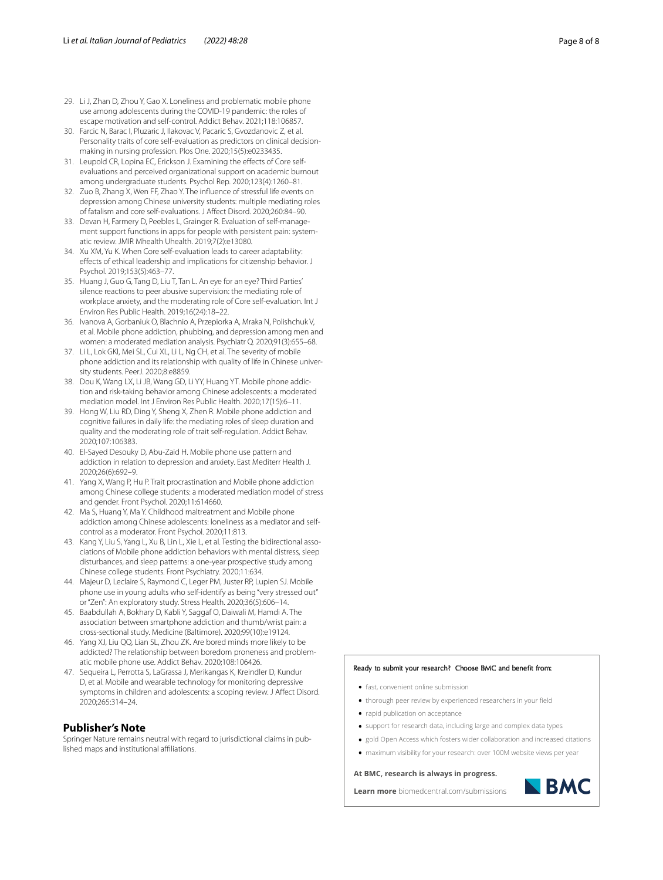29. Li J, Zhan D, Zhou Y, Gao X. Loneliness and problematic mobile phone use among adolescents during the COVID-19 pandemic: the roles of escape motivation and self-control. Addict Behav. 2021;118:106857.
30. Farcic N, Barac I, Pluzaric J, Ilakovac V, Pacaric S, Gvozdanovic Z, et al. Personality traits of core self-evaluation as predictors on clinical decision-making in nursing profession. Plos One. 2020;15(5):e0233435.
31. Leupold CR, Lopina EC, Erickson J. Examining the effects of Core self-evaluations and perceived organizational support on academic burnout among undergraduate students. Psychol Rep. 2020;123(4):1260–81.
32. Zuo B, Zhang X, Wen FF, Zhao Y. The influence of stressful life events on depression among Chinese university students: multiple mediating roles of fatalism and core self-evaluations. J Affect Disord. 2020;260:84–90.
33. Devan H, Farmery D, Peebles L, Grainger R. Evaluation of self-management support functions in apps for people with persistent pain: systematic review. JMIR Mhealth Uhealth. 2019;7(2):e13080.
34. Xu XM, Yu K. When Core self-evaluation leads to career adaptability: effects of ethical leadership and implications for citizenship behavior. J Psychol. 2019;153(5):463–77.
35. Huang J, Guo G, Tang D, Liu T, Tan L. An eye for an eye? Third Parties' silence reactions to peer abusive supervision: the mediating role of workplace anxiety, and the moderating role of Core self-evaluation. Int J Environ Res Public Health. 2019;16(24):18–22.
36. Ivanova A, Gorbaniuk O, Blachnio A, Przepiorka A, Mraka N, Polishchuk V, et al. Mobile phone addiction, phubbing, and depression among men and women: a moderated mediation analysis. Psychiatr Q. 2020;91(3):655–68.
37. Li L, Lok GKI, Mei SL, Cui XL, Li L, Ng CH, et al. The severity of mobile phone addiction and its relationship with quality of life in Chinese university students. PeerJ. 2020;8:e8859.
38. Dou K, Wang LX, Li JB, Wang GD, Li YY, Huang YT. Mobile phone addiction and risk-taking behavior among Chinese adolescents: a moderated mediation model. Int J Environ Res Public Health. 2020;17(15):6–11.
39. Hong W, Liu RD, Ding Y, Sheng X, Zhen R. Mobile phone addiction and cognitive failures in daily life: the mediating roles of sleep duration and quality and the moderating role of trait self-regulation. Addict Behav. 2020;107:106383.
40. El-Sayed Desouky D, Abu-Zaid H. Mobile phone use pattern and addiction in relation to depression and anxiety. East Mediterr Health J. 2020;26(6):692–9.
41. Yang X, Wang P, Hu P. Trait procrastination and Mobile phone addiction among Chinese college students: a moderated mediation model of stress and gender. Front Psychol. 2020;11:614660.
42. Ma S, Huang Y, Ma Y. Childhood maltreatment and Mobile phone addiction among Chinese adolescents: loneliness as a mediator and self-control as a moderator. Front Psychol. 2020;11:813.
43. Kang Y, Liu S, Yang L, Xu B, Lin L, Xie L, et al. Testing the bidirectional associations of Mobile phone addiction behaviors with mental distress, sleep disturbances, and sleep patterns: a one-year prospective study among Chinese college students. Front Psychiatry. 2020;11:634.
44. Majeur D, Leclaire S, Raymond C, Leger PM, Juster RP, Lupien SJ. Mobile phone use in young adults who self-identify as being "very stressed out" or "Zen": An exploratory study. Stress Health. 2020;36(5):606–14.
45. Baabdullah A, Bokhary D, Kabli Y, Saggaf O, Daiwali M, Hamdi A. The association between smartphone addiction and thumb/wrist pain: a cross-sectional study. Medicine (Baltimore). 2020;99(10):e19124.
46. Yang XJ, Liu QQ, Lian SL, Zhou ZK. Are bored minds more likely to be addicted? The relationship between boredom proneness and problematic mobile phone use. Addict Behav. 2020;108:106426.
47. Sequeira L, Perrotta S, LaGrassa J, Merikangas K, Kreindler D, Kundur D, et al. Mobile and wearable technology for monitoring depressive symptoms in children and adolescents: a scoping review. J Affect Disord. 2020;265:314–24.

## Publisher's Note

Springer Nature remains neutral with regard to jurisdictional claims in published maps and institutional affiliations.

Ready to submit your research? Choose BMC and benefit from:

- fast, convenient online submission
- thorough peer review by experienced researchers in your field
- rapid publication on acceptance
- support for research data, including large and complex data types
- gold Open Access which fosters wider collaboration and increased citations
- maximum visibility for your research: over 100M website views per year

**At BMC, research is always in progress.**

**Learn more** biomedcentral.com/submissions

BMC